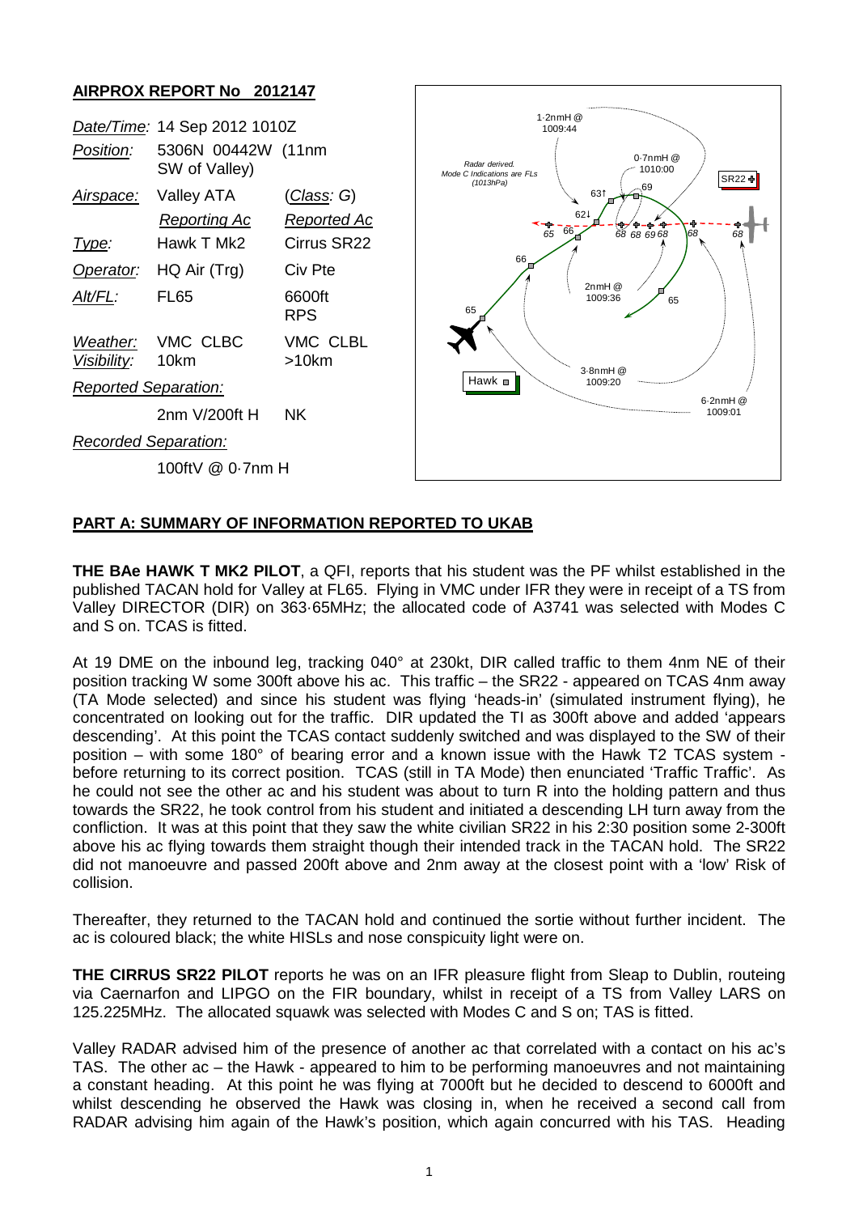**AIRPROX REPORT No 2012147**

| | | |
|---|---|---|
| *Date/Time:* | 14 Sep 2012 1010Z | |
| *Position:* | 5306N 00442W (11nm SW of Valley) | |
| *Airspace:* | Valley ATA | (*Class*: G) |
| | *Reporting Ac* | *Reported Ac* |
| *Type:* | Hawk T Mk2 | Cirrus SR22 |
| *Operator:* | HQ Air (Trg) | Civ Pte |
| *Alt/FL:* | FL65 | 6600ft RPS |
| *Weather:* | VMC CLBC | VMC CLBL |
| *Visibility:* | 10km | >10km |
| *Reported Separation:* | | |
| | 2nm V/200ft H | NK |
| *Recorded Separation:* | | |
| | 100ftV @ 0·7nm H | |

Radar derived. Mode C Indications are FLs (1013hPa)

1·2nmH @ 1009:44
0·7nmH @ 1010:00
2nmH @ 1009:36
3·8nmH @ 1009:20
6·2nmH @ 1009:01

SR22
Hawk

## PART A: SUMMARY OF INFORMATION REPORTED TO UKAB

**THE BAe HAWK T MK2 PILOT**, a QFI, reports that his student was the PF whilst established in the published TACAN hold for Valley at FL65. Flying in VMC under IFR they were in receipt of a TS from Valley DIRECTOR (DIR) on 363·65MHz; the allocated code of A3741 was selected with Modes C and S on. TCAS is fitted.

At 19 DME on the inbound leg, tracking 040° at 230kt, DIR called traffic to them 4nm NE of their position tracking W some 300ft above his ac. This traffic – the SR22 - appeared on TCAS 4nm away (TA Mode selected) and since his student was flying 'heads-in' (simulated instrument flying), he concentrated on looking out for the traffic. DIR updated the TI as 300ft above and added 'appears descending'. At this point the TCAS contact suddenly switched and was displayed to the SW of their position – with some 180° of bearing error and a known issue with the Hawk T2 TCAS system - before returning to its correct position. TCAS (still in TA Mode) then enunciated 'Traffic Traffic'. As he could not see the other ac and his student was about to turn R into the holding pattern and thus towards the SR22, he took control from his student and initiated a descending LH turn away from the confliction. It was at this point that they saw the white civilian SR22 in his 2:30 position some 2-300ft above his ac flying towards them straight though their intended track in the TACAN hold. The SR22 did not manoeuvre and passed 200ft above and 2nm away at the closest point with a 'low' Risk of collision.

Thereafter, they returned to the TACAN hold and continued the sortie without further incident. The ac is coloured black; the white HISLs and nose conspicuity light were on.

**THE CIRRUS SR22 PILOT** reports he was on an IFR pleasure flight from Sleap to Dublin, routeing via Caernarfon and LIPGO on the FIR boundary, whilst in receipt of a TS from Valley LARS on 125.225MHz. The allocated squawk was selected with Modes C and S on; TAS is fitted.

Valley RADAR advised him of the presence of another ac that correlated with a contact on his ac's TAS. The other ac – the Hawk - appeared to him to be performing manoeuvres and not maintaining a constant heading. At this point he was flying at 7000ft but he decided to descend to 6000ft and whilst descending he observed the Hawk was closing in, when he received a second call from RADAR advising him again of the Hawk's position, which again concurred with his TAS. Heading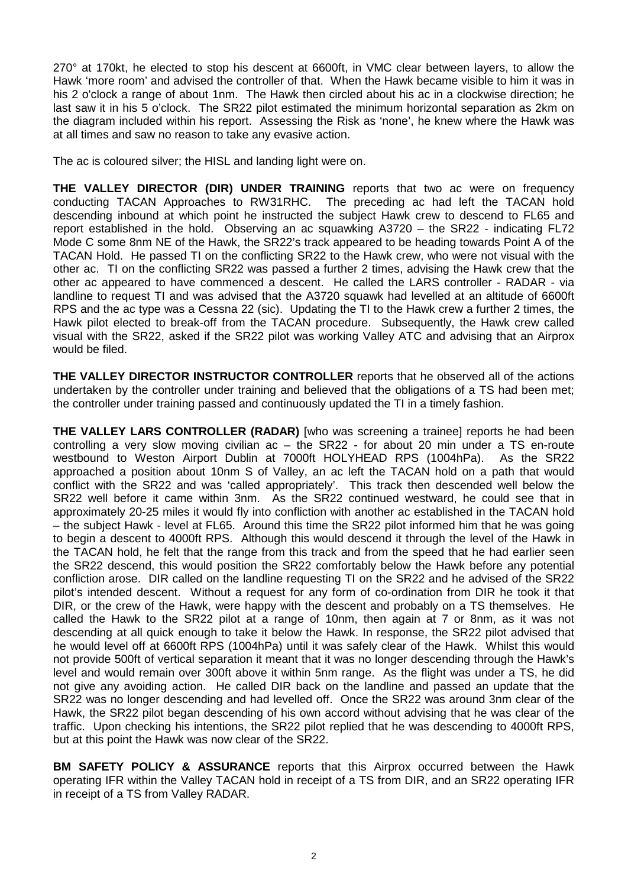270° at 170kt, he elected to stop his descent at 6600ft, in VMC clear between layers, to allow the Hawk 'more room' and advised the controller of that. When the Hawk became visible to him it was in his 2 o'clock a range of about 1nm. The Hawk then circled about his ac in a clockwise direction; he last saw it in his 5 o'clock. The SR22 pilot estimated the minimum horizontal separation as 2km on the diagram included within his report. Assessing the Risk as 'none', he knew where the Hawk was at all times and saw no reason to take any evasive action.

The ac is coloured silver; the HISL and landing light were on.

**THE VALLEY DIRECTOR (DIR) UNDER TRAINING** reports that two ac were on frequency conducting TACAN Approaches to RW31RHC. The preceding ac had left the TACAN hold descending inbound at which point he instructed the subject Hawk crew to descend to FL65 and report established in the hold. Observing an ac squawking A3720 – the SR22 - indicating FL72 Mode C some 8nm NE of the Hawk, the SR22's track appeared to be heading towards Point A of the TACAN Hold. He passed TI on the conflicting SR22 to the Hawk crew, who were not visual with the other ac. TI on the conflicting SR22 was passed a further 2 times, advising the Hawk crew that the other ac appeared to have commenced a descent. He called the LARS controller - RADAR - via landline to request TI and was advised that the A3720 squawk had levelled at an altitude of 6600ft RPS and the ac type was a Cessna 22 (sic). Updating the TI to the Hawk crew a further 2 times, the Hawk pilot elected to break-off from the TACAN procedure. Subsequently, the Hawk crew called visual with the SR22, asked if the SR22 pilot was working Valley ATC and advising that an Airprox would be filed.

**THE VALLEY DIRECTOR INSTRUCTOR CONTROLLER** reports that he observed all of the actions undertaken by the controller under training and believed that the obligations of a TS had been met; the controller under training passed and continuously updated the TI in a timely fashion.

**THE VALLEY LARS CONTROLLER (RADAR)** [who was screening a trainee] reports he had been controlling a very slow moving civilian ac – the SR22 - for about 20 min under a TS en-route westbound to Weston Airport Dublin at 7000ft HOLYHEAD RPS (1004hPa). As the SR22 approached a position about 10nm S of Valley, an ac left the TACAN hold on a path that would conflict with the SR22 and was 'called appropriately'. This track then descended well below the SR22 well before it came within 3nm. As the SR22 continued westward, he could see that in approximately 20-25 miles it would fly into confliction with another ac established in the TACAN hold – the subject Hawk - level at FL65. Around this time the SR22 pilot informed him that he was going to begin a descent to 4000ft RPS. Although this would descend it through the level of the Hawk in the TACAN hold, he felt that the range from this track and from the speed that he had earlier seen the SR22 descend, this would position the SR22 comfortably below the Hawk before any potential confliction arose. DIR called on the landline requesting TI on the SR22 and he advised of the SR22 pilot's intended descent. Without a request for any form of co-ordination from DIR he took it that DIR, or the crew of the Hawk, were happy with the descent and probably on a TS themselves. He called the Hawk to the SR22 pilot at a range of 10nm, then again at 7 or 8nm, as it was not descending at all quick enough to take it below the Hawk. In response, the SR22 pilot advised that he would level off at 6600ft RPS (1004hPa) until it was safely clear of the Hawk. Whilst this would not provide 500ft of vertical separation it meant that it was no longer descending through the Hawk's level and would remain over 300ft above it within 5nm range. As the flight was under a TS, he did not give any avoiding action. He called DIR back on the landline and passed an update that the SR22 was no longer descending and had levelled off. Once the SR22 was around 3nm clear of the Hawk, the SR22 pilot began descending of his own accord without advising that he was clear of the traffic. Upon checking his intentions, the SR22 pilot replied that he was descending to 4000ft RPS, but at this point the Hawk was now clear of the SR22.

**BM SAFETY POLICY & ASSURANCE** reports that this Airprox occurred between the Hawk operating IFR within the Valley TACAN hold in receipt of a TS from DIR, and an SR22 operating IFR in receipt of a TS from Valley RADAR.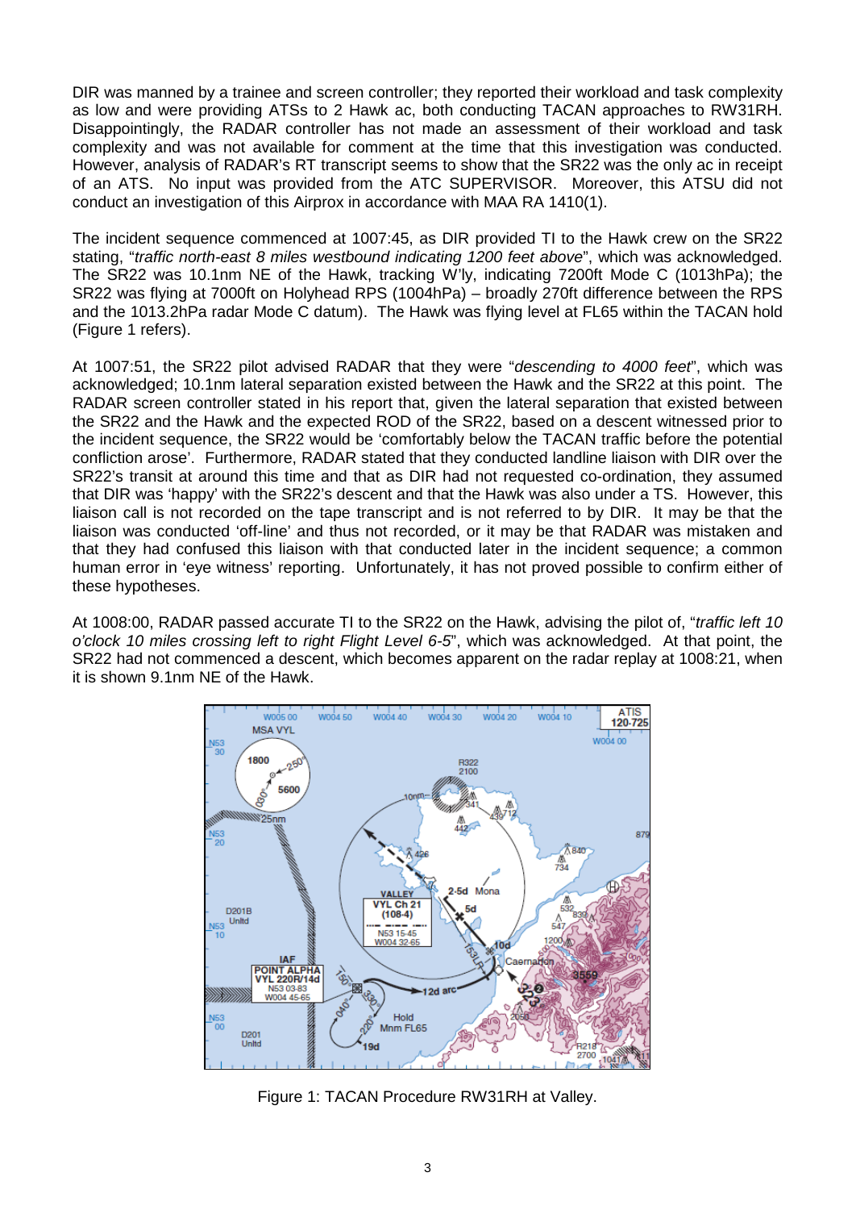DIR was manned by a trainee and screen controller; they reported their workload and task complexity as low and were providing ATSs to 2 Hawk ac, both conducting TACAN approaches to RW31RH. Disappointingly, the RADAR controller has not made an assessment of their workload and task complexity and was not available for comment at the time that this investigation was conducted. However, analysis of RADAR's RT transcript seems to show that the SR22 was the only ac in receipt of an ATS. No input was provided from the ATC SUPERVISOR. Moreover, this ATSU did not conduct an investigation of this Airprox in accordance with MAA RA 1410(1).

The incident sequence commenced at 1007:45, as DIR provided TI to the Hawk crew on the SR22 stating, "*traffic north-east 8 miles westbound indicating 1200 feet above*", which was acknowledged. The SR22 was 10.1nm NE of the Hawk, tracking W'ly, indicating 7200ft Mode C (1013hPa); the SR22 was flying at 7000ft on Holyhead RPS (1004hPa) – broadly 270ft difference between the RPS and the 1013.2hPa radar Mode C datum). The Hawk was flying level at FL65 within the TACAN hold (Figure 1 refers).

At 1007:51, the SR22 pilot advised RADAR that they were "*descending to 4000 feet*", which was acknowledged; 10.1nm lateral separation existed between the Hawk and the SR22 at this point. The RADAR screen controller stated in his report that, given the lateral separation that existed between the SR22 and the Hawk and the expected ROD of the SR22, based on a descent witnessed prior to the incident sequence, the SR22 would be 'comfortably below the TACAN traffic before the potential confliction arose'. Furthermore, RADAR stated that they conducted landline liaison with DIR over the SR22's transit at around this time and that as DIR had not requested co-ordination, they assumed that DIR was 'happy' with the SR22's descent and that the Hawk was also under a TS. However, this liaison call is not recorded on the tape transcript and is not referred to by DIR. It may be that the liaison was conducted 'off-line' and thus not recorded, or it may be that RADAR was mistaken and that they had confused this liaison with that conducted later in the incident sequence; a common human error in 'eye witness' reporting. Unfortunately, it has not proved possible to confirm either of these hypotheses.

At 1008:00, RADAR passed accurate TI to the SR22 on the Hawk, advising the pilot of, "*traffic left 10 o'clock 10 miles crossing left to right Flight Level 6-5*", which was acknowledged. At that point, the SR22 had not commenced a descent, which becomes apparent on the radar replay at 1008:21, when it is shown 9.1nm NE of the Hawk.

W005 00
W004 50
W004 40
W004 30
W004 20
W004 10
W004 00
ATIS
120·725
MSA VYL
1800
250°
5600
030°
25nm
10nm
R322
2100
341
439
712
442
426
840
734
879
N53 30
N53 20
N53 10
N53 00
D201B
Unltd
D201
Unltd
VALLEY
VYL Ch 21
(108·4)
N53 15·45
W004 32·65
2·5d
Mona
5d
10d
153°
532
839
547
1200
Caernarfon
3559
323°
2050
IAF
POINT ALPHA
VYL 220R/14d
N53 03·83
W004 45·65
150°
330°
040°
220°
12d arc
Hold
Mnm FL65
19d
R218
2700
1041

Figure 1: TACAN Procedure RW31RH at Valley.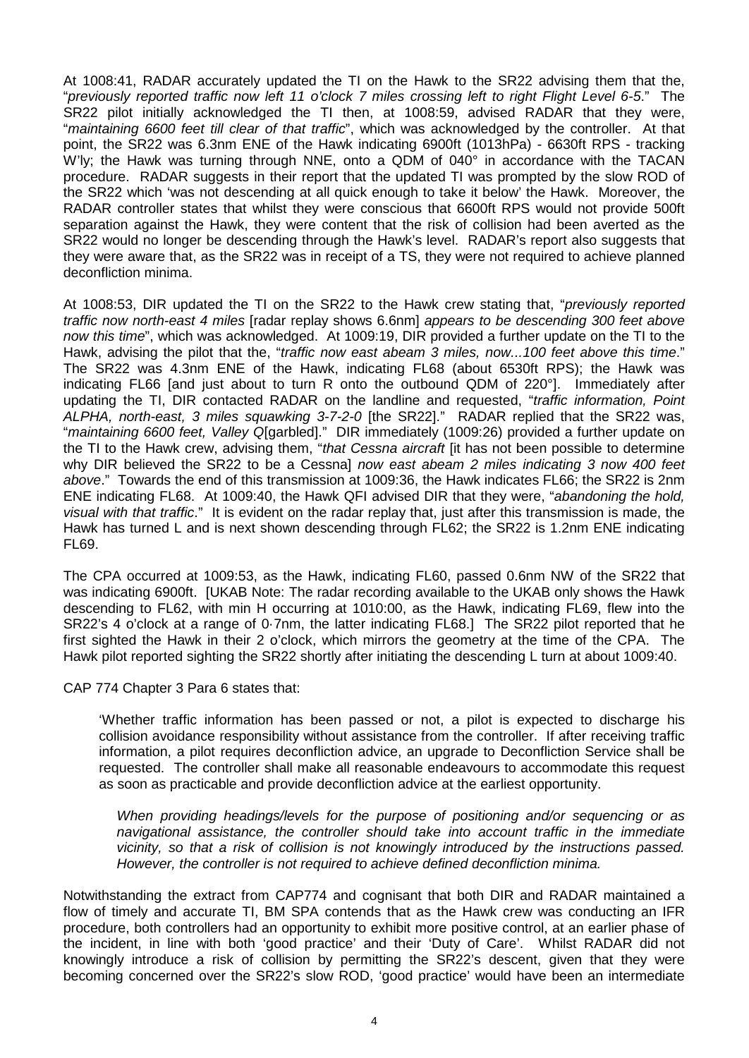At 1008:41, RADAR accurately updated the TI on the Hawk to the SR22 advising them that the, "*previously reported traffic now left 11 o'clock 7 miles crossing left to right Flight Level 6-5*." The SR22 pilot initially acknowledged the TI then, at 1008:59, advised RADAR that they were, "*maintaining 6600 feet till clear of that traffic*", which was acknowledged by the controller. At that point, the SR22 was 6.3nm ENE of the Hawk indicating 6900ft (1013hPa) - 6630ft RPS - tracking W'ly; the Hawk was turning through NNE, onto a QDM of 040° in accordance with the TACAN procedure. RADAR suggests in their report that the updated TI was prompted by the slow ROD of the SR22 which 'was not descending at all quick enough to take it below' the Hawk. Moreover, the RADAR controller states that whilst they were conscious that 6600ft RPS would not provide 500ft separation against the Hawk, they were content that the risk of collision had been averted as the SR22 would no longer be descending through the Hawk's level. RADAR's report also suggests that they were aware that, as the SR22 was in receipt of a TS, they were not required to achieve planned deconfliction minima.

At 1008:53, DIR updated the TI on the SR22 to the Hawk crew stating that, "*previously reported traffic now north-east 4 miles* [radar replay shows 6.6nm] *appears to be descending 300 feet above now this time*", which was acknowledged. At 1009:19, DIR provided a further update on the TI to the Hawk, advising the pilot that the, "*traffic now east abeam 3 miles, now...100 feet above this time.*" The SR22 was 4.3nm ENE of the Hawk, indicating FL68 (about 6530ft RPS); the Hawk was indicating FL66 [and just about to turn R onto the outbound QDM of 220°]. Immediately after updating the TI, DIR contacted RADAR on the landline and requested, "*traffic information, Point ALPHA, north-east, 3 miles squawking 3-7-2-0* [the SR22]." RADAR replied that the SR22 was, "*maintaining 6600 feet, Valley Q*[garbled]." DIR immediately (1009:26) provided a further update on the TI to the Hawk crew, advising them, "*that Cessna aircraft* [it has not been possible to determine why DIR believed the SR22 to be a Cessna] *now east abeam 2 miles indicating 3 now 400 feet above*." Towards the end of this transmission at 1009:36, the Hawk indicates FL66; the SR22 is 2nm ENE indicating FL68. At 1009:40, the Hawk QFI advised DIR that they were, "*abandoning the hold, visual with that traffic*." It is evident on the radar replay that, just after this transmission is made, the Hawk has turned L and is next shown descending through FL62; the SR22 is 1.2nm ENE indicating FL69.

The CPA occurred at 1009:53, as the Hawk, indicating FL60, passed 0.6nm NW of the SR22 that was indicating 6900ft. [UKAB Note: The radar recording available to the UKAB only shows the Hawk descending to FL62, with min H occurring at 1010:00, as the Hawk, indicating FL69, flew into the SR22's 4 o'clock at a range of 0·7nm, the latter indicating FL68.] The SR22 pilot reported that he first sighted the Hawk in their 2 o'clock, which mirrors the geometry at the time of the CPA. The Hawk pilot reported sighting the SR22 shortly after initiating the descending L turn at about 1009:40.

CAP 774 Chapter 3 Para 6 states that:

> 'Whether traffic information has been passed or not, a pilot is expected to discharge his collision avoidance responsibility without assistance from the controller. If after receiving traffic information, a pilot requires deconfliction advice, an upgrade to Deconfliction Service shall be requested. The controller shall make all reasonable endeavours to accommodate this request as soon as practicable and provide deconfliction advice at the earliest opportunity.
>
> *When providing headings/levels for the purpose of positioning and/or sequencing or as navigational assistance, the controller should take into account traffic in the immediate vicinity, so that a risk of collision is not knowingly introduced by the instructions passed. However, the controller is not required to achieve defined deconfliction minima.*

Notwithstanding the extract from CAP774 and cognisant that both DIR and RADAR maintained a flow of timely and accurate TI, BM SPA contends that as the Hawk crew was conducting an IFR procedure, both controllers had an opportunity to exhibit more positive control, at an earlier phase of the incident, in line with both 'good practice' and their 'Duty of Care'. Whilst RADAR did not knowingly introduce a risk of collision by permitting the SR22's descent, given that they were becoming concerned over the SR22's slow ROD, 'good practice' would have been an intermediate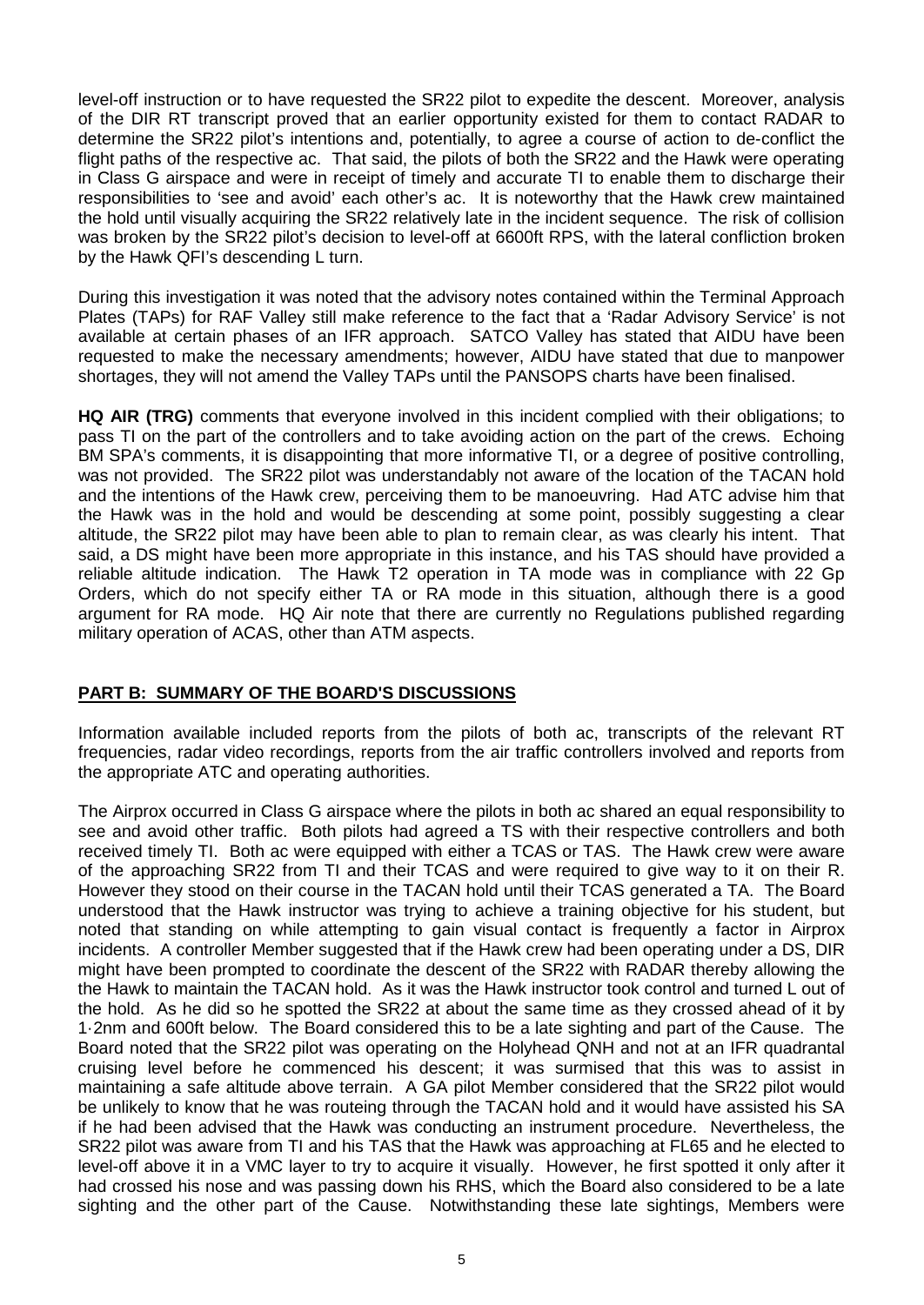level-off instruction or to have requested the SR22 pilot to expedite the descent. Moreover, analysis of the DIR RT transcript proved that an earlier opportunity existed for them to contact RADAR to determine the SR22 pilot's intentions and, potentially, to agree a course of action to de-conflict the flight paths of the respective ac. That said, the pilots of both the SR22 and the Hawk were operating in Class G airspace and were in receipt of timely and accurate TI to enable them to discharge their responsibilities to 'see and avoid' each other's ac. It is noteworthy that the Hawk crew maintained the hold until visually acquiring the SR22 relatively late in the incident sequence. The risk of collision was broken by the SR22 pilot's decision to level-off at 6600ft RPS, with the lateral confliction broken by the Hawk QFI's descending L turn.

During this investigation it was noted that the advisory notes contained within the Terminal Approach Plates (TAPs) for RAF Valley still make reference to the fact that a 'Radar Advisory Service' is not available at certain phases of an IFR approach. SATCO Valley has stated that AIDU have been requested to make the necessary amendments; however, AIDU have stated that due to manpower shortages, they will not amend the Valley TAPs until the PANSOPS charts have been finalised.

**HQ AIR (TRG)** comments that everyone involved in this incident complied with their obligations; to pass TI on the part of the controllers and to take avoiding action on the part of the crews. Echoing BM SPA's comments, it is disappointing that more informative TI, or a degree of positive controlling, was not provided. The SR22 pilot was understandably not aware of the location of the TACAN hold and the intentions of the Hawk crew, perceiving them to be manoeuvring. Had ATC advise him that the Hawk was in the hold and would be descending at some point, possibly suggesting a clear altitude, the SR22 pilot may have been able to plan to remain clear, as was clearly his intent. That said, a DS might have been more appropriate in this instance, and his TAS should have provided a reliable altitude indication. The Hawk T2 operation in TA mode was in compliance with 22 Gp Orders, which do not specify either TA or RA mode in this situation, although there is a good argument for RA mode. HQ Air note that there are currently no Regulations published regarding military operation of ACAS, other than ATM aspects.

## PART B: SUMMARY OF THE BOARD'S DISCUSSIONS

Information available included reports from the pilots of both ac, transcripts of the relevant RT frequencies, radar video recordings, reports from the air traffic controllers involved and reports from the appropriate ATC and operating authorities.

The Airprox occurred in Class G airspace where the pilots in both ac shared an equal responsibility to see and avoid other traffic. Both pilots had agreed a TS with their respective controllers and both received timely TI. Both ac were equipped with either a TCAS or TAS. The Hawk crew were aware of the approaching SR22 from TI and their TCAS and were required to give way to it on their R. However they stood on their course in the TACAN hold until their TCAS generated a TA. The Board understood that the Hawk instructor was trying to achieve a training objective for his student, but noted that standing on while attempting to gain visual contact is frequently a factor in Airprox incidents. A controller Member suggested that if the Hawk crew had been operating under a DS, DIR might have been prompted to coordinate the descent of the SR22 with RADAR thereby allowing the the Hawk to maintain the TACAN hold. As it was the Hawk instructor took control and turned L out of the hold. As he did so he spotted the SR22 at about the same time as they crossed ahead of it by 1·2nm and 600ft below. The Board considered this to be a late sighting and part of the Cause. The Board noted that the SR22 pilot was operating on the Holyhead QNH and not at an IFR quadrantal cruising level before he commenced his descent; it was surmised that this was to assist in maintaining a safe altitude above terrain. A GA pilot Member considered that the SR22 pilot would be unlikely to know that he was routeing through the TACAN hold and it would have assisted his SA if he had been advised that the Hawk was conducting an instrument procedure. Nevertheless, the SR22 pilot was aware from TI and his TAS that the Hawk was approaching at FL65 and he elected to level-off above it in a VMC layer to try to acquire it visually. However, he first spotted it only after it had crossed his nose and was passing down his RHS, which the Board also considered to be a late sighting and the other part of the Cause. Notwithstanding these late sightings, Members were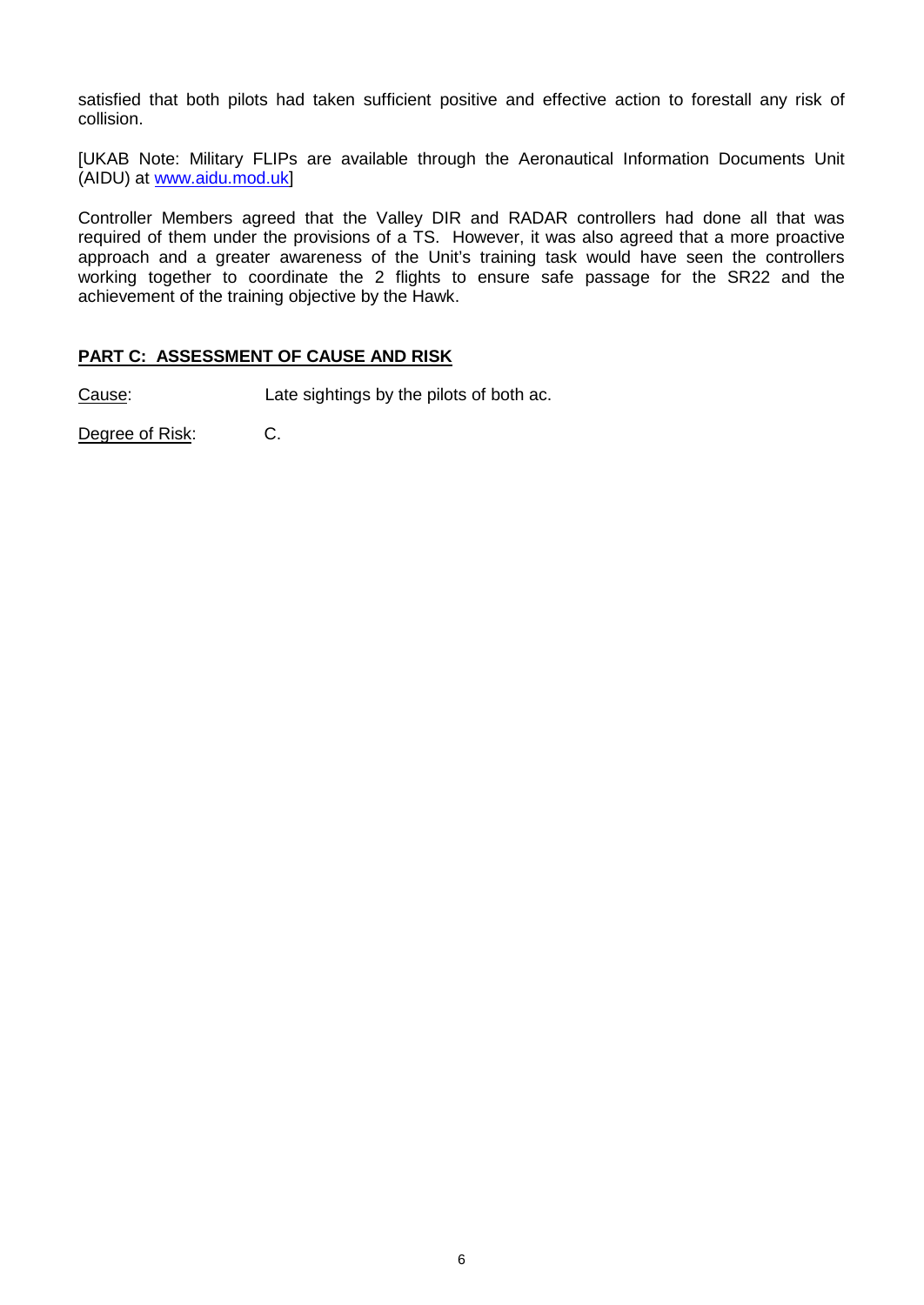satisfied that both pilots had taken sufficient positive and effective action to forestall any risk of collision.

[UKAB Note: Military FLIPs are available through the Aeronautical Information Documents Unit (AIDU) at www.aidu.mod.uk]

Controller Members agreed that the Valley DIR and RADAR controllers had done all that was required of them under the provisions of a TS. However, it was also agreed that a more proactive approach and a greater awareness of the Unit's training task would have seen the controllers working together to coordinate the 2 flights to ensure safe passage for the SR22 and the achievement of the training objective by the Hawk.

## PART C: ASSESSMENT OF CAUSE AND RISK

Cause: Late sightings by the pilots of both ac.

Degree of Risk: C.